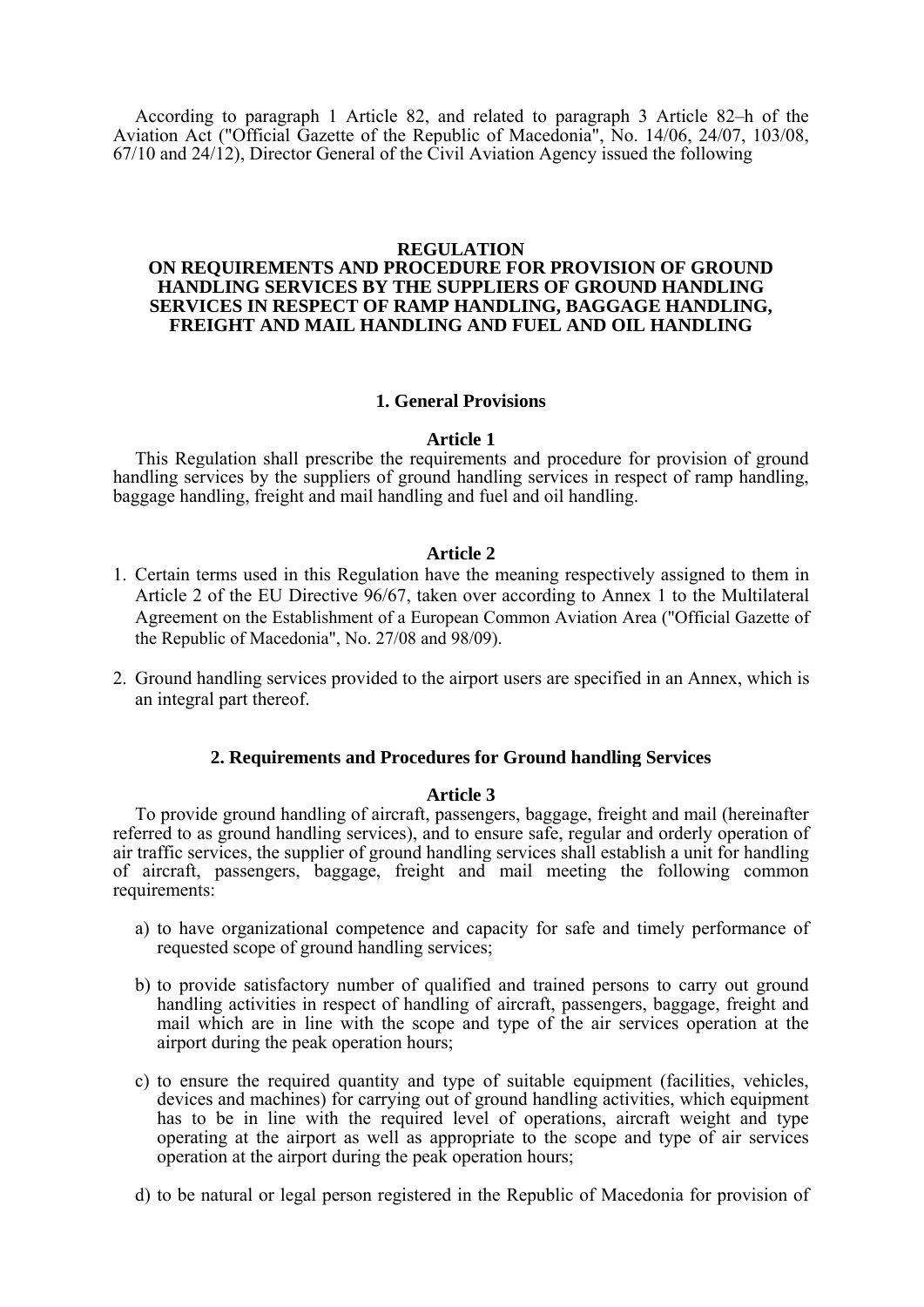According to paragraph 1 Article 82, and related to paragraph 3 Article 82–h of the Aviation Act ("Official Gazette of the Republic of Macedonia", No. 14/06, 24/07, 103/08, 67/10 and 24/12), Director General of the Civil Aviation Agency issued the following

# REGULATION
# ON REQUIREMENTS AND PROCEDURE FOR PROVISION OF GROUND HANDLING SERVICES BY THE SUPPLIERS OF GROUND HANDLING SERVICES IN RESPECT OF RAMP HANDLING, BAGGAGE HANDLING, FREIGHT AND MAIL HANDLING AND FUEL AND OIL HANDLING

## 1. General Provisions

### Article 1

This Regulation shall prescribe the requirements and procedure for provision of ground handling services by the suppliers of ground handling services in respect of ramp handling, baggage handling, freight and mail handling and fuel and oil handling.

### Article 2

1. Certain terms used in this Regulation have the meaning respectively assigned to them in Article 2 of the EU Directive 96/67, taken over according to Annex 1 to the Multilateral Agreement on the Establishment of a European Common Aviation Area ("Official Gazette of the Republic of Macedonia", No. 27/08 and 98/09).
2. Ground handling services provided to the airport users are specified in an Annex, which is an integral part thereof.

## 2. Requirements and Procedures for Ground handling Services

### Article 3

To provide ground handling of aircraft, passengers, baggage, freight and mail (hereinafter referred to as ground handling services), and to ensure safe, regular and orderly operation of air traffic services, the supplier of ground handling services shall establish a unit for handling of aircraft, passengers, baggage, freight and mail meeting the following common requirements:

a) to have organizational competence and capacity for safe and timely performance of requested scope of ground handling services;

b) to provide satisfactory number of qualified and trained persons to carry out ground handling activities in respect of handling of aircraft, passengers, baggage, freight and mail which are in line with the scope and type of the air services operation at the airport during the peak operation hours;

c) to ensure the required quantity and type of suitable equipment (facilities, vehicles, devices and machines) for carrying out of ground handling activities, which equipment has to be in line with the required level of operations, aircraft weight and type operating at the airport as well as appropriate to the scope and type of air services operation at the airport during the peak operation hours;

d) to be natural or legal person registered in the Republic of Macedonia for provision of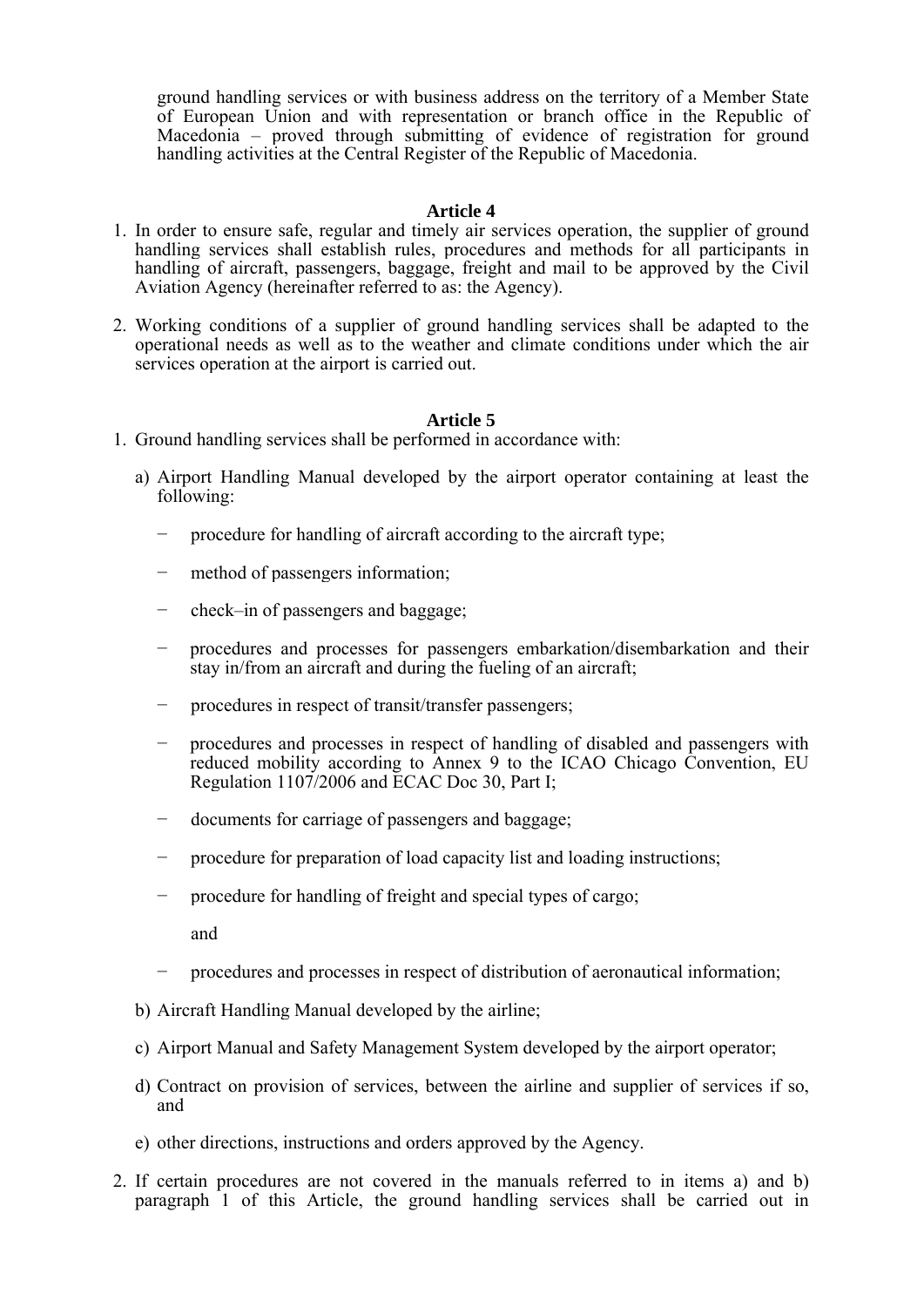ground handling services or with business address on the territory of a Member State of European Union and with representation or branch office in the Republic of Macedonia – proved through submitting of evidence of registration for ground handling activities at the Central Register of the Republic of Macedonia.

**Article 4**

1. In order to ensure safe, regular and timely air services operation, the supplier of ground handling services shall establish rules, procedures and methods for all participants in handling of aircraft, passengers, baggage, freight and mail to be approved by the Civil Aviation Agency (hereinafter referred to as: the Agency).

2. Working conditions of a supplier of ground handling services shall be adapted to the operational needs as well as to the weather and climate conditions under which the air services operation at the airport is carried out.

**Article 5**

1. Ground handling services shall be performed in accordance with:

   a) Airport Handling Manual developed by the airport operator containing at least the following:

      − procedure for handling of aircraft according to the aircraft type;

      − method of passengers information;

      − check–in of passengers and baggage;

      − procedures and processes for passengers embarkation/disembarkation and their stay in/from an aircraft and during the fueling of an aircraft;

      − procedures in respect of transit/transfer passengers;

      − procedures and processes in respect of handling of disabled and passengers with reduced mobility according to Annex 9 to the ICAO Chicago Convention, EU Regulation 1107/2006 and ECAC Doc 30, Part I;

      − documents for carriage of passengers and baggage;

      − procedure for preparation of load capacity list and loading instructions;

      − procedure for handling of freight and special types of cargo;

      and

      − procedures and processes in respect of distribution of aeronautical information;

   b) Aircraft Handling Manual developed by the airline;

   c) Airport Manual and Safety Management System developed by the airport operator;

   d) Contract on provision of services, between the airline and supplier of services if so, and

   e) other directions, instructions and orders approved by the Agency.

2. If certain procedures are not covered in the manuals referred to in items a) and b) paragraph 1 of this Article, the ground handling services shall be carried out in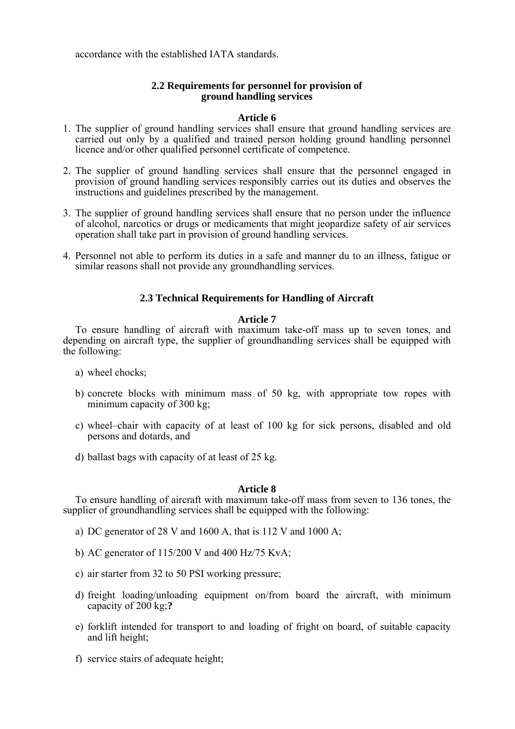accordance with the established IATA standards.

### 2.2 Requirements for personnel for provision of ground handling services

#### Article 6

1. The supplier of ground handling services shall ensure that ground handling services are carried out only by a qualified and trained person holding ground handling personnel licence and/or other qualified personnel certificate of competence.

2. The supplier of ground handling services shall ensure that the personnel engaged in provision of ground handling services responsibly carries out its duties and observes the instructions and guidelines prescribed by the management.

3. The supplier of ground handling services shall ensure that no person under the influence of alcohol, narcotics or drugs or medicaments that might jeopardize safety of air services operation shall take part in provision of ground handling services.

4. Personnel not able to perform its duties in a safe and manner du to an illness, fatigue or similar reasons shall not provide any groundhandling services.

### 2.3 Technical Requirements for Handling of Aircraft

#### Article 7

To ensure handling of aircraft with maximum take-off mass up to seven tones, and depending on aircraft type, the supplier of groundhandling services shall be equipped with the following:

a) wheel chocks;

b) concrete blocks with minimum mass of 50 kg, with appropriate tow ropes with minimum capacity of 300 kg;

c) wheel–chair with capacity of at least of 100 kg for sick persons, disabled and old persons and dotards, and

d) ballast bags with capacity of at least of 25 kg.

#### Article 8

To ensure handling of aircraft with maximum take-off mass from seven to 136 tones, the supplier of groundhandling services shall be equipped with the following:

a) DC generator of 28 V and 1600 A, that is 112 V and 1000 A;

b) AC generator of 115/200 V and 400 Hz/75 KvA;

c) air starter from 32 to 50 PSI working pressure;

d) freight loading/unloading equipment on/from board the aircraft, with minimum capacity of 200 kg;**?**

e) forklift intended for transport to and loading of fright on board, of suitable capacity and lift height;

f) service stairs of adequate height;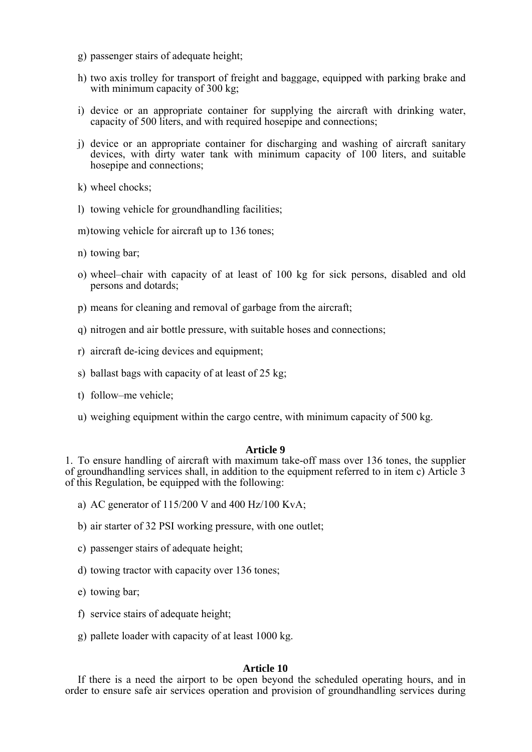g) passenger stairs of adequate height;

h) two axis trolley for transport of freight and baggage, equipped with parking brake and with minimum capacity of 300 kg;

i) device or an appropriate container for supplying the aircraft with drinking water, capacity of 500 liters, and with required hosepipe and connections;

j) device or an appropriate container for discharging and washing of aircraft sanitary devices, with dirty water tank with minimum capacity of 100 liters, and suitable hosepipe and connections;

k) wheel chocks;

l) towing vehicle for groundhandling facilities;

m) towing vehicle for aircraft up to 136 tones;

n) towing bar;

o) wheel–chair with capacity of at least of 100 kg for sick persons, disabled and old persons and dotards;

p) means for cleaning and removal of garbage from the aircraft;

q) nitrogen and air bottle pressure, with suitable hoses and connections;

r) aircraft de-icing devices and equipment;

s) ballast bags with capacity of at least of 25 kg;

t) follow–me vehicle;

u) weighing equipment within the cargo centre, with minimum capacity of 500 kg.

**Article 9**

1. To ensure handling of aircraft with maximum take-off mass over 136 tones, the supplier of groundhandling services shall, in addition to the equipment referred to in item c) Article 3 of this Regulation, be equipped with the following:

a) AC generator of 115/200 V and 400 Hz/100 KvA;

b) air starter of 32 PSI working pressure, with one outlet;

c) passenger stairs of adequate height;

d) towing tractor with capacity over 136 tones;

e) towing bar;

f) service stairs of adequate height;

g) pallete loader with capacity of at least 1000 kg.

**Article 10**

If there is a need the airport to be open beyond the scheduled operating hours, and in order to ensure safe air services operation and provision of groundhandling services during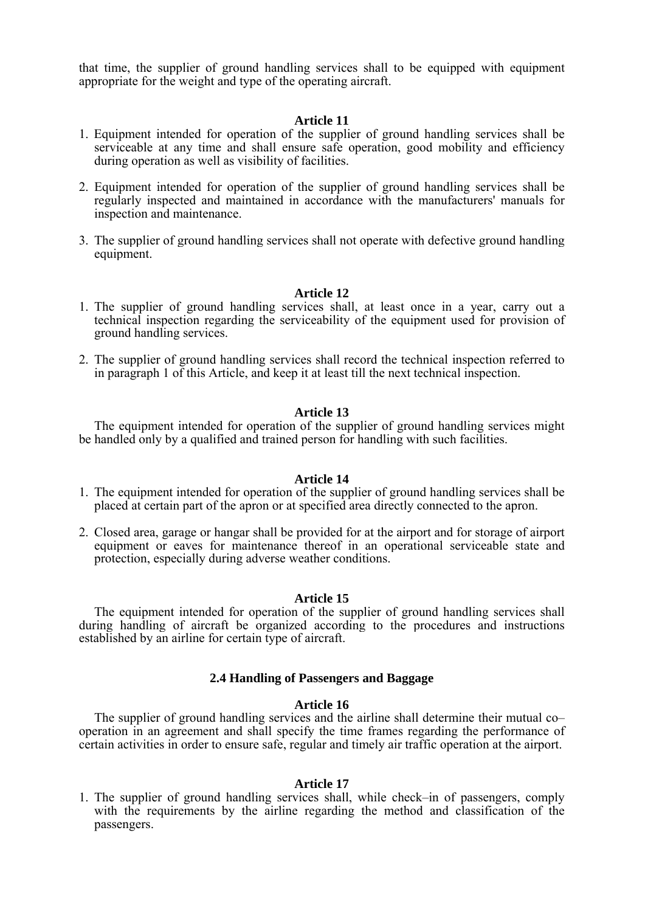that time, the supplier of ground handling services shall to be equipped with equipment appropriate for the weight and type of the operating aircraft.

**Article 11**

1. Equipment intended for operation of the supplier of ground handling services shall be serviceable at any time and shall ensure safe operation, good mobility and efficiency during operation as well as visibility of facilities.

2. Equipment intended for operation of the supplier of ground handling services shall be regularly inspected and maintained in accordance with the manufacturers' manuals for inspection and maintenance.

3. The supplier of ground handling services shall not operate with defective ground handling equipment.

**Article 12**

1. The supplier of ground handling services shall, at least once in a year, carry out a technical inspection regarding the serviceability of the equipment used for provision of ground handling services.

2. The supplier of ground handling services shall record the technical inspection referred to in paragraph 1 of this Article, and keep it at least till the next technical inspection.

**Article 13**

The equipment intended for operation of the supplier of ground handling services might be handled only by a qualified and trained person for handling with such facilities.

**Article 14**

1. The equipment intended for operation of the supplier of ground handling services shall be placed at certain part of the apron or at specified area directly connected to the apron.

2. Closed area, garage or hangar shall be provided for at the airport and for storage of airport equipment or eaves for maintenance thereof in an operational serviceable state and protection, especially during adverse weather conditions.

**Article 15**

The equipment intended for operation of the supplier of ground handling services shall during handling of aircraft be organized according to the procedures and instructions established by an airline for certain type of aircraft.

### 2.4 Handling of Passengers and Baggage

**Article 16**

The supplier of ground handling services and the airline shall determine their mutual co–operation in an agreement and shall specify the time frames regarding the performance of certain activities in order to ensure safe, regular and timely air traffic operation at the airport.

**Article 17**

1. The supplier of ground handling services shall, while check–in of passengers, comply with the requirements by the airline regarding the method and classification of the passengers.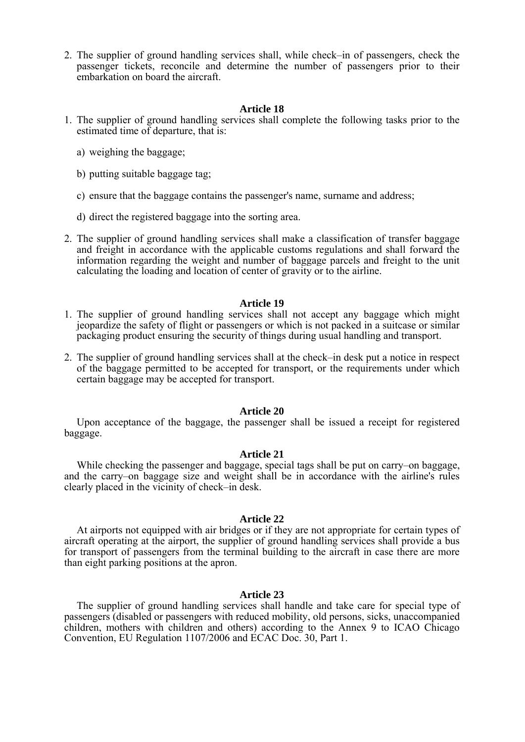2. The supplier of ground handling services shall, while check–in of passengers, check the passenger tickets, reconcile and determine the number of passengers prior to their embarkation on board the aircraft.

**Article 18**

1. The supplier of ground handling services shall complete the following tasks prior to the estimated time of departure, that is:

   a) weighing the baggage;

   b) putting suitable baggage tag;

   c) ensure that the baggage contains the passenger's name, surname and address;

   d) direct the registered baggage into the sorting area.

2. The supplier of ground handling services shall make a classification of transfer baggage and freight in accordance with the applicable customs regulations and shall forward the information regarding the weight and number of baggage parcels and freight to the unit calculating the loading and location of center of gravity or to the airline.

**Article 19**

1. The supplier of ground handling services shall not accept any baggage which might jeopardize the safety of flight or passengers or which is not packed in a suitcase or similar packaging product ensuring the security of things during usual handling and transport.

2. The supplier of ground handling services shall at the check–in desk put a notice in respect of the baggage permitted to be accepted for transport, or the requirements under which certain baggage may be accepted for transport.

**Article 20**

Upon acceptance of the baggage, the passenger shall be issued a receipt for registered baggage.

**Article 21**

While checking the passenger and baggage, special tags shall be put on carry–on baggage, and the carry–on baggage size and weight shall be in accordance with the airline's rules clearly placed in the vicinity of check–in desk.

**Article 22**

At airports not equipped with air bridges or if they are not appropriate for certain types of aircraft operating at the airport, the supplier of ground handling services shall provide a bus for transport of passengers from the terminal building to the aircraft in case there are more than eight parking positions at the apron.

**Article 23**

The supplier of ground handling services shall handle and take care for special type of passengers (disabled or passengers with reduced mobility, old persons, sicks, unaccompanied children, mothers with children and others) according to the Annex 9 to ICAO Chicago Convention, EU Regulation 1107/2006 and ECAC Doc. 30, Part 1.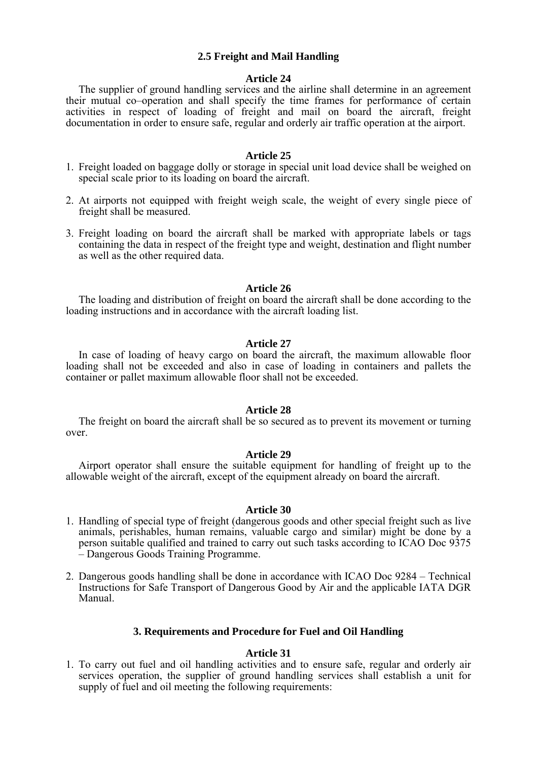## 2.5 Freight and Mail Handling

### Article 24

The supplier of ground handling services and the airline shall determine in an agreement their mutual co–operation and shall specify the time frames for performance of certain activities in respect of loading of freight and mail on board the aircraft, freight documentation in order to ensure safe, regular and orderly air traffic operation at the airport.

### Article 25

1. Freight loaded on baggage dolly or storage in special unit load device shall be weighed on special scale prior to its loading on board the aircraft.

2. At airports not equipped with freight weigh scale, the weight of every single piece of freight shall be measured.

3. Freight loading on board the aircraft shall be marked with appropriate labels or tags containing the data in respect of the freight type and weight, destination and flight number as well as the other required data.

### Article 26

The loading and distribution of freight on board the aircraft shall be done according to the loading instructions and in accordance with the aircraft loading list.

### Article 27

In case of loading of heavy cargo on board the aircraft, the maximum allowable floor loading shall not be exceeded and also in case of loading in containers and pallets the container or pallet maximum allowable floor shall not be exceeded.

### Article 28

The freight on board the aircraft shall be so secured as to prevent its movement or turning over.

### Article 29

Airport operator shall ensure the suitable equipment for handling of freight up to the allowable weight of the aircraft, except of the equipment already on board the aircraft.

### Article 30

1. Handling of special type of freight (dangerous goods and other special freight such as live animals, perishables, human remains, valuable cargo and similar) might be done by a person suitable qualified and trained to carry out such tasks according to ICAO Doc 9375 – Dangerous Goods Training Programme.

2. Dangerous goods handling shall be done in accordance with ICAO Doc 9284 – Technical Instructions for Safe Transport of Dangerous Good by Air and the applicable IATA DGR Manual.

## 3. Requirements and Procedure for Fuel and Oil Handling

### Article 31

1. To carry out fuel and oil handling activities and to ensure safe, regular and orderly air services operation, the supplier of ground handling services shall establish a unit for supply of fuel and oil meeting the following requirements: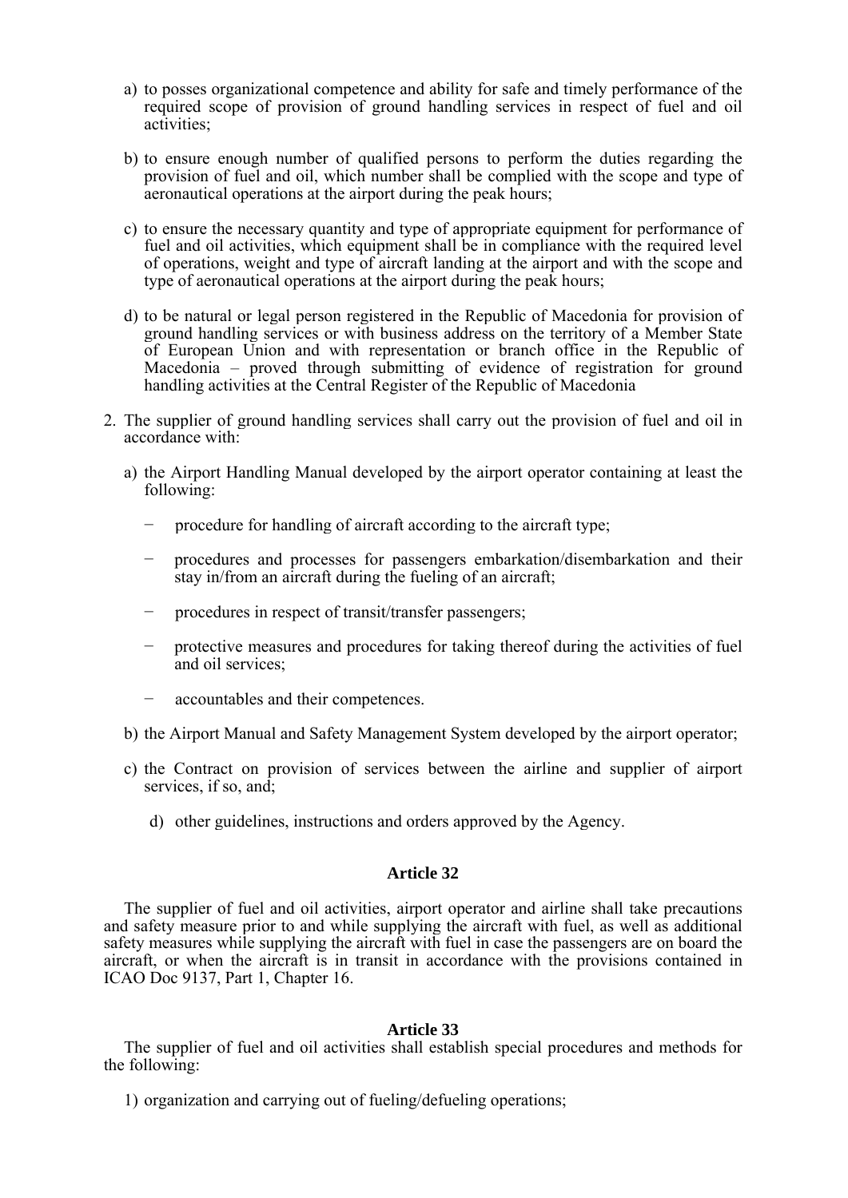a) to posses organizational competence and ability for safe and timely performance of the required scope of provision of ground handling services in respect of fuel and oil activities;

b) to ensure enough number of qualified persons to perform the duties regarding the provision of fuel and oil, which number shall be complied with the scope and type of aeronautical operations at the airport during the peak hours;

c) to ensure the necessary quantity and type of appropriate equipment for performance of fuel and oil activities, which equipment shall be in compliance with the required level of operations, weight and type of aircraft landing at the airport and with the scope and type of aeronautical operations at the airport during the peak hours;

d) to be natural or legal person registered in the Republic of Macedonia for provision of ground handling services or with business address on the territory of a Member State of European Union and with representation or branch office in the Republic of Macedonia – proved through submitting of evidence of registration for ground handling activities at the Central Register of the Republic of Macedonia

2. The supplier of ground handling services shall carry out the provision of fuel and oil in accordance with:

   a) the Airport Handling Manual developed by the airport operator containing at least the following:

      − procedure for handling of aircraft according to the aircraft type;

      − procedures and processes for passengers embarkation/disembarkation and their stay in/from an aircraft during the fueling of an aircraft;

      − procedures in respect of transit/transfer passengers;

      − protective measures and procedures for taking thereof during the activities of fuel and oil services;

      − accountables and their competences.

   b) the Airport Manual and Safety Management System developed by the airport operator;

   c) the Contract on provision of services between the airline and supplier of airport services, if so, and;

   d) other guidelines, instructions and orders approved by the Agency.

### Article 32

The supplier of fuel and oil activities, airport operator and airline shall take precautions and safety measure prior to and while supplying the aircraft with fuel, as well as additional safety measures while supplying the aircraft with fuel in case the passengers are on board the aircraft, or when the aircraft is in transit in accordance with the provisions contained in ICAO Doc 9137, Part 1, Chapter 16.

### Article 33

The supplier of fuel and oil activities shall establish special procedures and methods for the following:

1) organization and carrying out of fueling/defueling operations;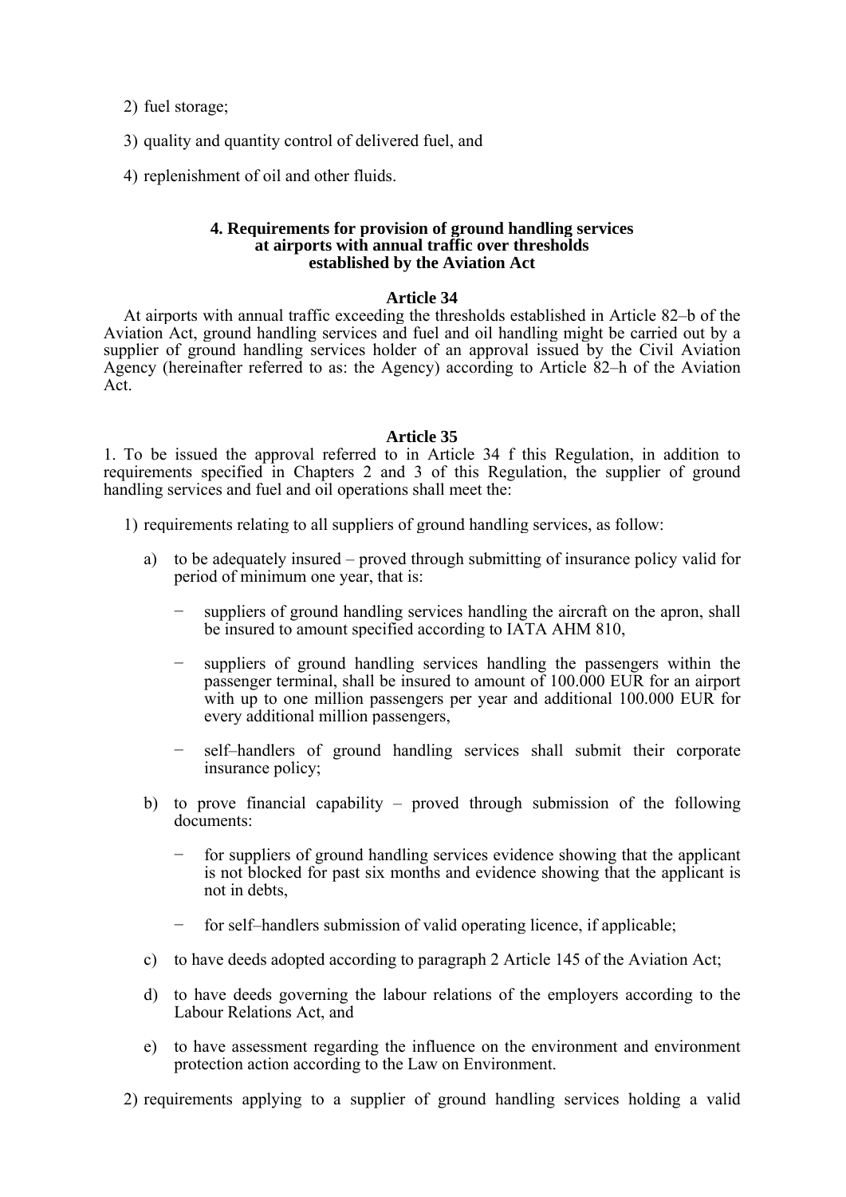2) fuel storage;

3) quality and quantity control of delivered fuel, and

4) replenishment of oil and other fluids.

### 4. Requirements for provision of ground handling services at airports with annual traffic over thresholds established by the Aviation Act

**Article 34**

At airports with annual traffic exceeding the thresholds established in Article 82–b of the Aviation Act, ground handling services and fuel and oil handling might be carried out by a supplier of ground handling services holder of an approval issued by the Civil Aviation Agency (hereinafter referred to as: the Agency) according to Article 82–h of the Aviation Act.

**Article 35**

1. To be issued the approval referred to in Article 34 f this Regulation, in addition to requirements specified in Chapters 2 and 3 of this Regulation, the supplier of ground handling services and fuel and oil operations shall meet the:

1) requirements relating to all suppliers of ground handling services, as follow:

   a) to be adequately insured – proved through submitting of insurance policy valid for period of minimum one year, that is:

      − suppliers of ground handling services handling the aircraft on the apron, shall be insured to amount specified according to IATA AHM 810,

      − suppliers of ground handling services handling the passengers within the passenger terminal, shall be insured to amount of 100.000 EUR for an airport with up to one million passengers per year and additional 100.000 EUR for every additional million passengers,

      − self–handlers of ground handling services shall submit their corporate insurance policy;

   b) to prove financial capability – proved through submission of the following documents:

      − for suppliers of ground handling services evidence showing that the applicant is not blocked for past six months and evidence showing that the applicant is not in debts,

      − for self–handlers submission of valid operating licence, if applicable;

   c) to have deeds adopted according to paragraph 2 Article 145 of the Aviation Act;

   d) to have deeds governing the labour relations of the employers according to the Labour Relations Act, and

   e) to have assessment regarding the influence on the environment and environment protection action according to the Law on Environment.

2) requirements applying to a supplier of ground handling services holding a valid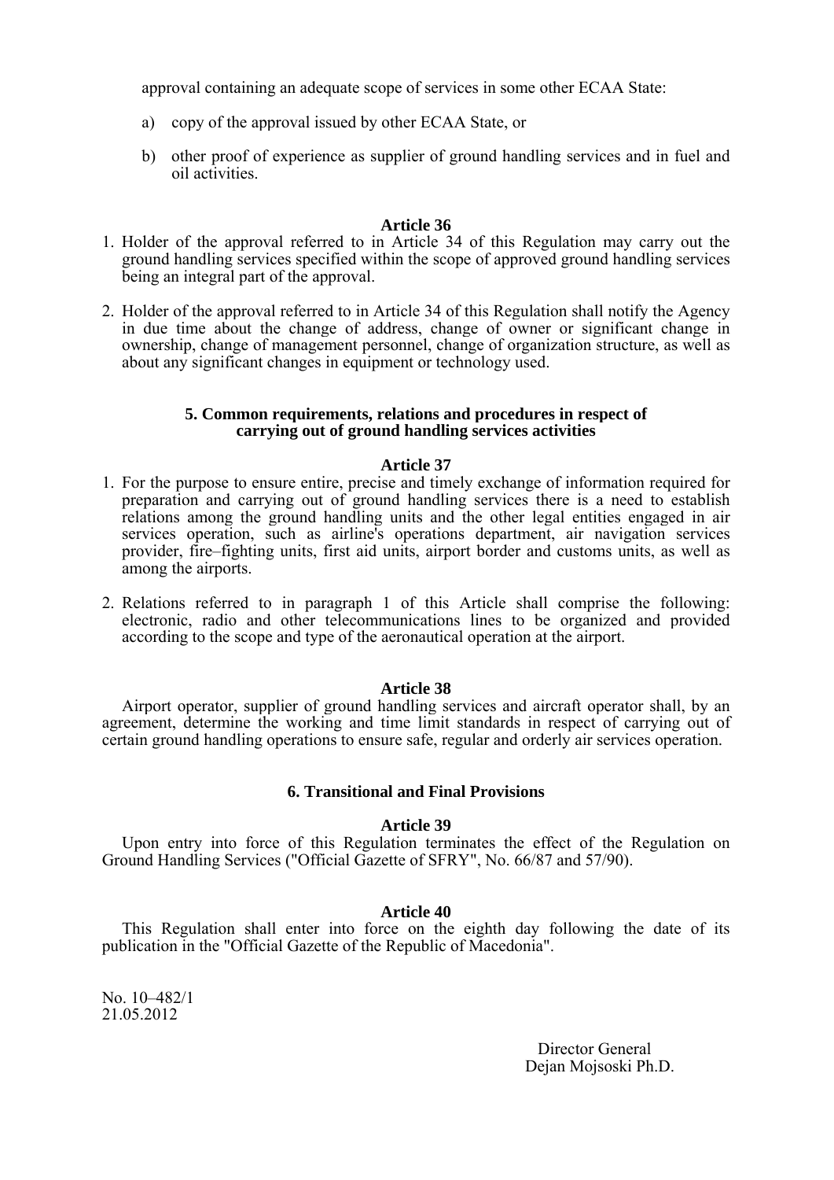approval containing an adequate scope of services in some other ECAA State:

a) copy of the approval issued by other ECAA State, or

b) other proof of experience as supplier of ground handling services and in fuel and oil activities.

**Article 36**

1. Holder of the approval referred to in Article 34 of this Regulation may carry out the ground handling services specified within the scope of approved ground handling services being an integral part of the approval.

2. Holder of the approval referred to in Article 34 of this Regulation shall notify the Agency in due time about the change of address, change of owner or significant change in ownership, change of management personnel, change of organization structure, as well as about any significant changes in equipment or technology used.

### 5. Common requirements, relations and procedures in respect of carrying out of ground handling services activities

**Article 37**

1. For the purpose to ensure entire, precise and timely exchange of information required for preparation and carrying out of ground handling services there is a need to establish relations among the ground handling units and the other legal entities engaged in air services operation, such as airline's operations department, air navigation services provider, fire–fighting units, first aid units, airport border and customs units, as well as among the airports.

2. Relations referred to in paragraph 1 of this Article shall comprise the following: electronic, radio and other telecommunications lines to be organized and provided according to the scope and type of the aeronautical operation at the airport.

**Article 38**

Airport operator, supplier of ground handling services and aircraft operator shall, by an agreement, determine the working and time limit standards in respect of carrying out of certain ground handling operations to ensure safe, regular and orderly air services operation.

### 6. Transitional and Final Provisions

**Article 39**

Upon entry into force of this Regulation terminates the effect of the Regulation on Ground Handling Services ("Official Gazette of SFRY", No. 66/87 and 57/90).

**Article 40**

This Regulation shall enter into force on the eighth day following the date of its publication in the "Official Gazette of the Republic of Macedonia".

No. 10–482/1
21.05.2012

Director General
Dejan Mojsoski Ph.D.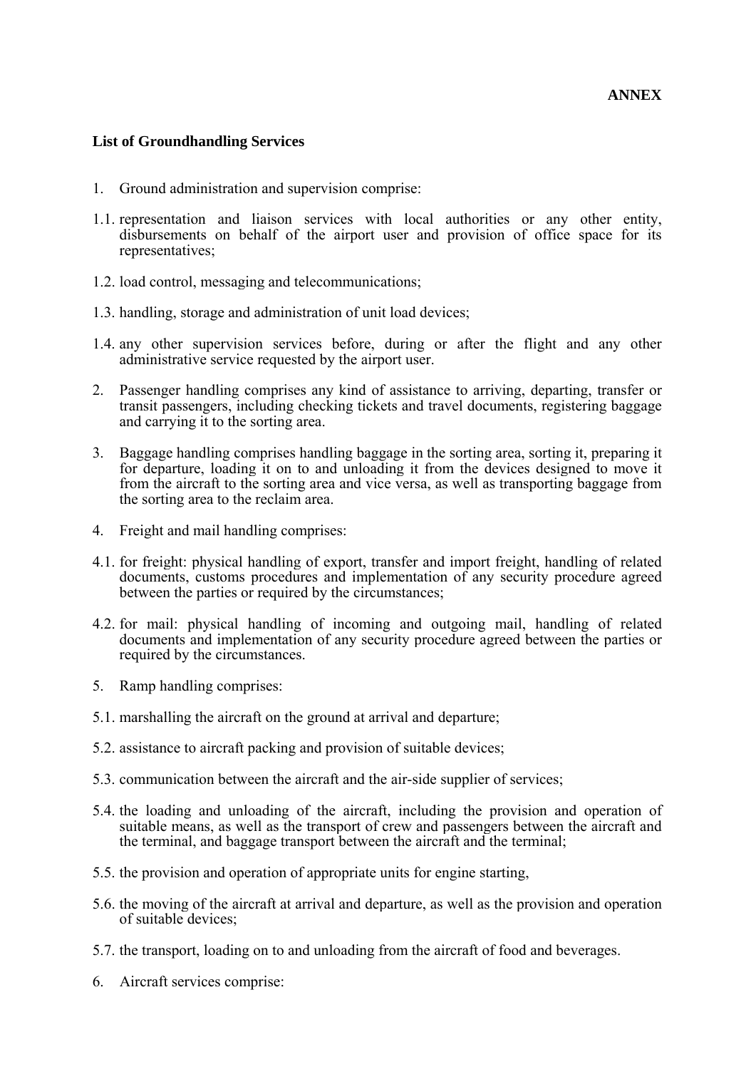**ANNEX**

**List of Groundhandling Services**

1. Ground administration and supervision comprise:

1.1. representation and liaison services with local authorities or any other entity, disbursements on behalf of the airport user and provision of office space for its representatives;

1.2. load control, messaging and telecommunications;

1.3. handling, storage and administration of unit load devices;

1.4. any other supervision services before, during or after the flight and any other administrative service requested by the airport user.

2. Passenger handling comprises any kind of assistance to arriving, departing, transfer or transit passengers, including checking tickets and travel documents, registering baggage and carrying it to the sorting area.

3. Baggage handling comprises handling baggage in the sorting area, sorting it, preparing it for departure, loading it on to and unloading it from the devices designed to move it from the aircraft to the sorting area and vice versa, as well as transporting baggage from the sorting area to the reclaim area.

4. Freight and mail handling comprises:

4.1. for freight: physical handling of export, transfer and import freight, handling of related documents, customs procedures and implementation of any security procedure agreed between the parties or required by the circumstances;

4.2. for mail: physical handling of incoming and outgoing mail, handling of related documents and implementation of any security procedure agreed between the parties or required by the circumstances.

5. Ramp handling comprises:

5.1. marshalling the aircraft on the ground at arrival and departure;

5.2. assistance to aircraft packing and provision of suitable devices;

5.3. communication between the aircraft and the air-side supplier of services;

5.4. the loading and unloading of the aircraft, including the provision and operation of suitable means, as well as the transport of crew and passengers between the aircraft and the terminal, and baggage transport between the aircraft and the terminal;

5.5. the provision and operation of appropriate units for engine starting,

5.6. the moving of the aircraft at arrival and departure, as well as the provision and operation of suitable devices;

5.7. the transport, loading on to and unloading from the aircraft of food and beverages.

6. Aircraft services comprise: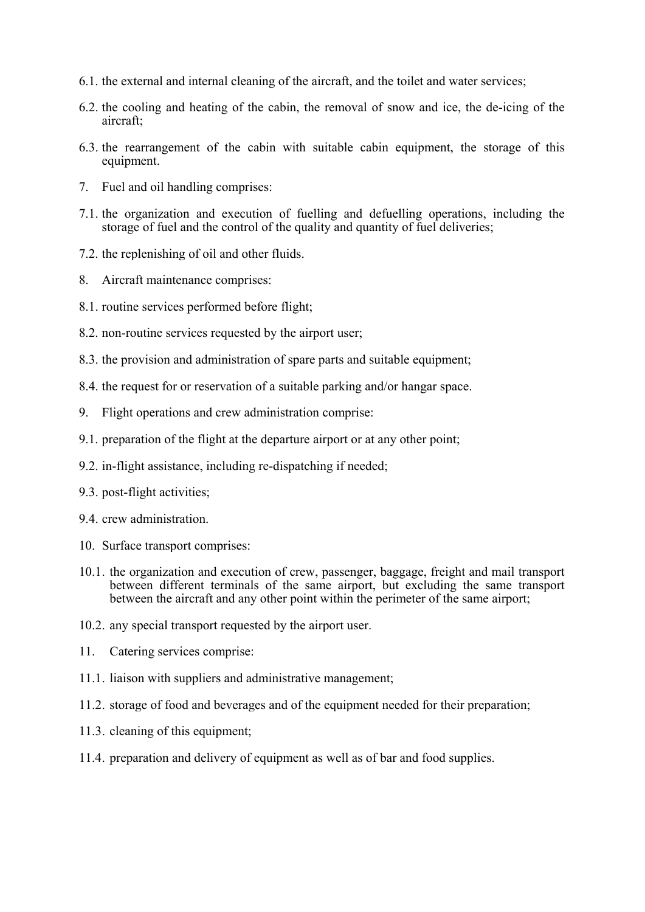6.1. the external and internal cleaning of the aircraft, and the toilet and water services;

6.2. the cooling and heating of the cabin, the removal of snow and ice, the de-icing of the aircraft;

6.3. the rearrangement of the cabin with suitable cabin equipment, the storage of this equipment.

7. Fuel and oil handling comprises:

7.1. the organization and execution of fuelling and defuelling operations, including the storage of fuel and the control of the quality and quantity of fuel deliveries;

7.2. the replenishing of oil and other fluids.

8. Aircraft maintenance comprises:

8.1. routine services performed before flight;

8.2. non-routine services requested by the airport user;

8.3. the provision and administration of spare parts and suitable equipment;

8.4. the request for or reservation of a suitable parking and/or hangar space.

9. Flight operations and crew administration comprise:

9.1. preparation of the flight at the departure airport or at any other point;

9.2. in-flight assistance, including re-dispatching if needed;

9.3. post-flight activities;

9.4. crew administration.

10. Surface transport comprises:

10.1. the organization and execution of crew, passenger, baggage, freight and mail transport between different terminals of the same airport, but excluding the same transport between the aircraft and any other point within the perimeter of the same airport;

10.2. any special transport requested by the airport user.

11. Catering services comprise:

11.1. liaison with suppliers and administrative management;

11.2. storage of food and beverages and of the equipment needed for their preparation;

11.3. cleaning of this equipment;

11.4. preparation and delivery of equipment as well as of bar and food supplies.